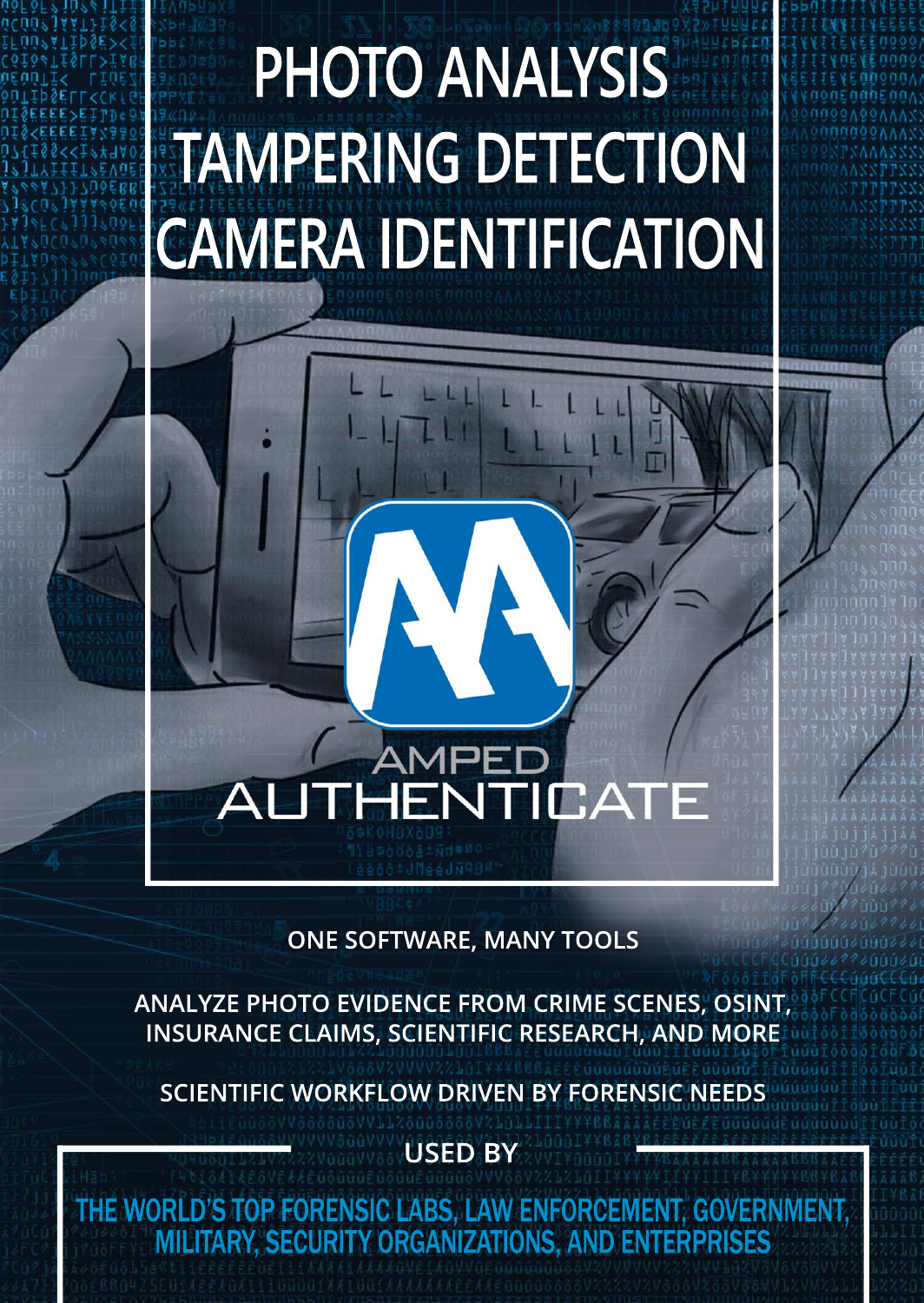# PHOTO ANALYSIS
# TAMPERING DETECTION
# CAMERA IDENTIFICATION

AMPED
AUTHENTICATE

**ONE SOFTWARE, MANY TOOLS**

**ANALYZE PHOTO EVIDENCE FROM CRIME SCENES, OSINT, INSURANCE CLAIMS, SCIENTIFIC RESEARCH, AND MORE**

**SCIENTIFIC WORKFLOW DRIVEN BY FORENSIC NEEDS**

**USED BY**

**THE WORLD'S TOP FORENSIC LABS, LAW ENFORCEMENT, GOVERNMENT, MILITARY, SECURITY ORGANIZATIONS, AND ENTERPRISES**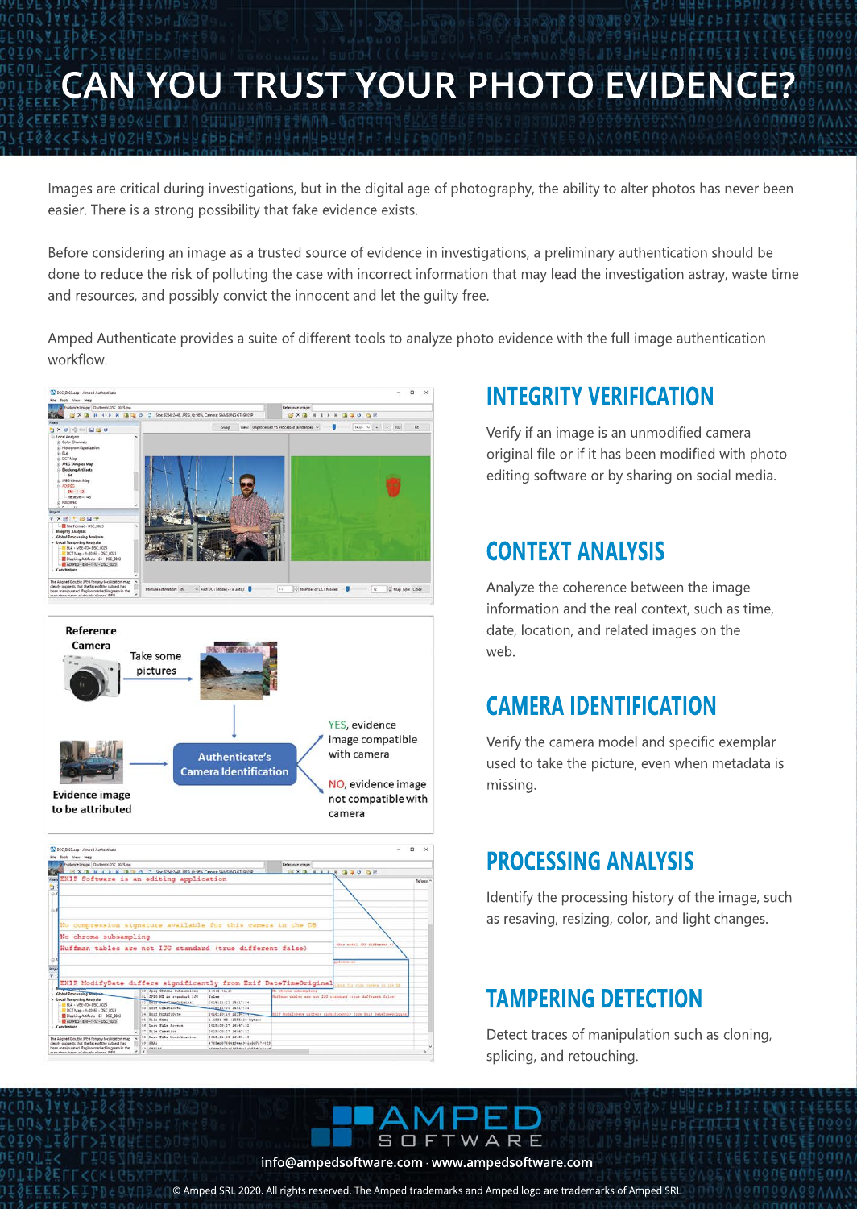# CAN YOU TRUST YOUR PHOTO EVIDENCE?

Images are critical during investigations, but in the digital age of photography, the ability to alter photos has never been easier. There is a strong possibility that fake evidence exists.

Before considering an image as a trusted source of evidence in investigations, a preliminary authentication should be done to reduce the risk of polluting the case with incorrect information that may lead the investigation astray, waste time and resources, and possibly convict the innocent and let the guilty free.

Amped Authenticate provides a suite of different tools to analyze photo evidence with the full image authentication workflow.

## INTEGRITY VERIFICATION

Verify if an image is an unmodified camera original file or if it has been modified with photo editing software or by sharing on social media.

## CONTEXT ANALYSIS

Analyze the coherence between the image information and the real context, such as time, date, location, and related images on the web.

## CAMERA IDENTIFICATION

Verify the camera model and specific exemplar used to take the picture, even when metadata is missing.

## PROCESSING ANALYSIS

Identify the processing history of the image, such as resaving, resizing, color, and light changes.

## TAMPERING DETECTION

Detect traces of manipulation such as cloning, splicing, and retouching.

info@ampedsoftware.com · www.ampedsoftware.com

© Amped SRL 2020. All rights reserved. The Amped trademarks and Amped logo are trademarks of Amped SRL